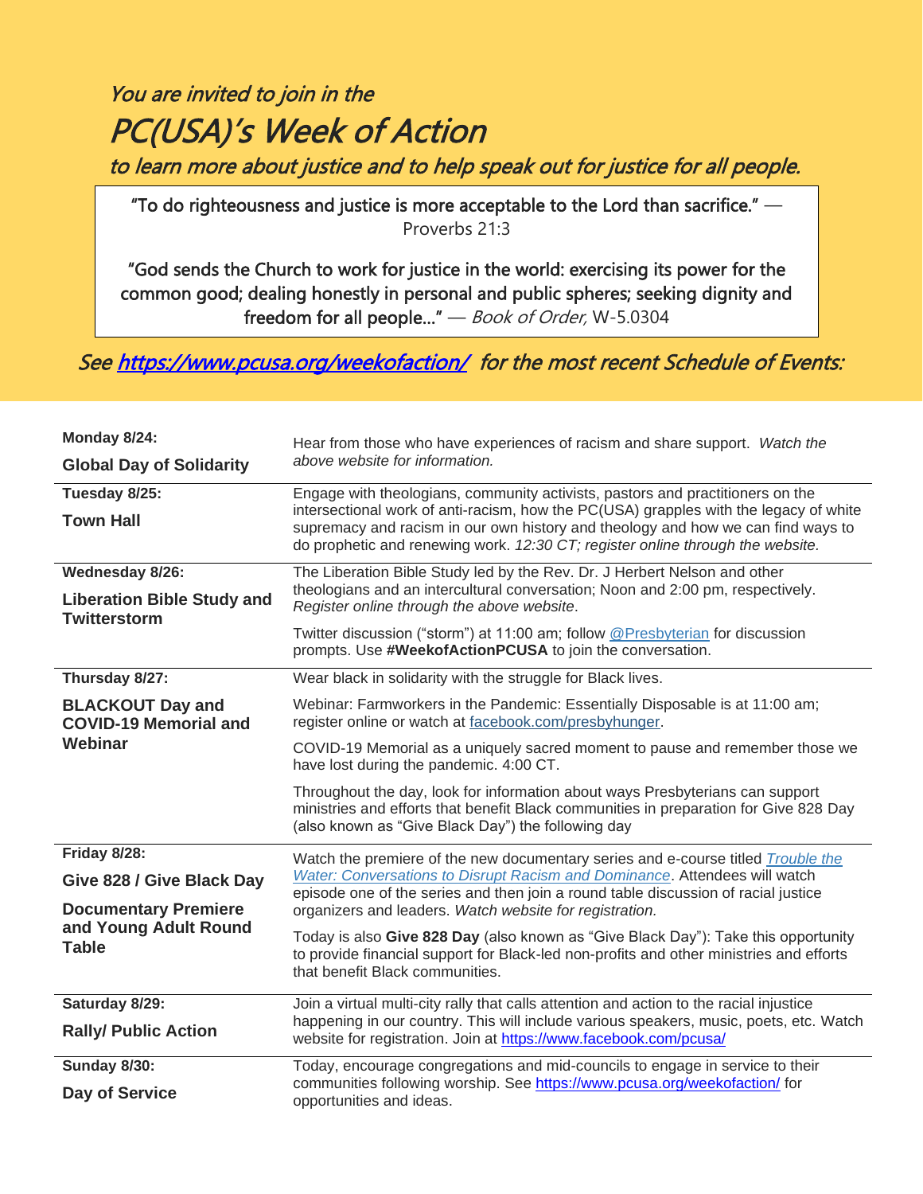*You are invited to join in the*

# *PC(USA)'s Week of Action*

*to learn more about justice and to help speak out for justice for all people.*

> "To do righteousness and justice is more acceptable to the Lord than sacrifice." — Proverbs 21:3
>
> "God sends the Church to work for justice in the world: exercising its power for the common good; dealing honestly in personal and public spheres; seeking dignity and freedom for all people…" — *Book of Order,* W-5.0304

*See [https://www.pcusa.org/weekofaction/](https://www.pcusa.org/weekofaction/) for the most recent Schedule of Events:*

| Day / Event | Details |
|---|---|
| **Monday 8/24:**<br>**Global Day of Solidarity** | Hear from those who have experiences of racism and share support. *Watch the above website for information.* |
| **Tuesday 8/25:**<br>**Town Hall** | Engage with theologians, community activists, pastors and practitioners on the intersectional work of anti-racism, how the PC(USA) grapples with the legacy of white supremacy and racism in our own history and theology and how we can find ways to do prophetic and renewing work. *12:30 CT; register online through the website.* |
| **Wednesday 8/26:**<br>**Liberation Bible Study and Twitterstorm** | The Liberation Bible Study led by the Rev. Dr. J Herbert Nelson and other theologians and an intercultural conversation; Noon and 2:00 pm, respectively. *Register online through the above website*.<br><br>Twitter discussion ("storm") at 11:00 am; follow [@Presbyterian](https://twitter.com/Presbyterian) for discussion prompts. Use **#WeekofActionPCUSA** to join the conversation. |
| **Thursday 8/27:**<br>**BLACKOUT Day and COVID-19 Memorial and Webinar** | Wear black in solidarity with the struggle for Black lives.<br><br>Webinar: Farmworkers in the Pandemic: Essentially Disposable is at 11:00 am; register online or watch at [facebook.com/presbyhunger](https://facebook.com/presbyhunger).<br><br>COVID-19 Memorial as a uniquely sacred moment to pause and remember those we have lost during the pandemic. 4:00 CT.<br><br>Throughout the day, look for information about ways Presbyterians can support ministries and efforts that benefit Black communities in preparation for Give 828 Day (also known as "Give Black Day") the following day |
| **Friday 8/28:**<br>**Give 828 / Give Black Day**<br>**Documentary Premiere and Young Adult Round Table** | Watch the premiere of the new documentary series and e-course titled *Trouble the Water: Conversations to Disrupt Racism and Dominance*. Attendees will watch episode one of the series and then join a round table discussion of racial justice organizers and leaders. *Watch website for registration.*<br><br>Today is also **Give 828 Day** (also known as "Give Black Day"): Take this opportunity to provide financial support for Black-led non-profits and other ministries and efforts that benefit Black communities. |
| **Saturday 8/29:**<br>**Rally/ Public Action** | Join a virtual multi-city rally that calls attention and action to the racial injustice happening in our country. This will include various speakers, music, poets, etc. Watch website for registration. Join at [https://www.facebook.com/pcusa/](https://www.facebook.com/pcusa/) |
| **Sunday 8/30:**<br>**Day of Service** | Today, encourage congregations and mid-councils to engage in service to their communities following worship. See [https://www.pcusa.org/weekofaction/](https://www.pcusa.org/weekofaction/) for opportunities and ideas. |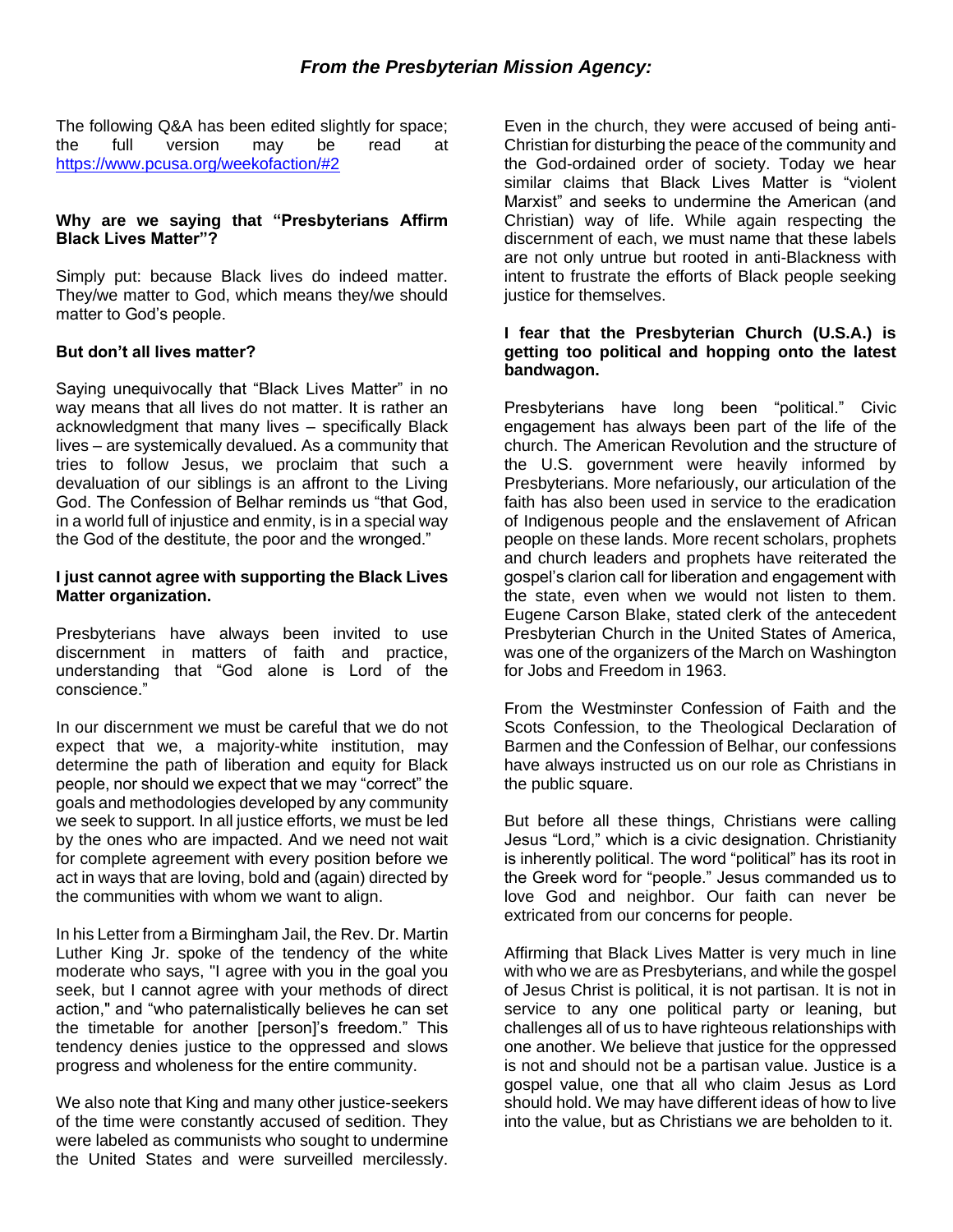## *From the Presbyterian Mission Agency:*

The following Q&A has been edited slightly for space; the full version may be read at https://www.pcusa.org/weekofaction/#2

**Why are we saying that "Presbyterians Affirm Black Lives Matter"?**

Simply put: because Black lives do indeed matter. They/we matter to God, which means they/we should matter to God's people.

**But don't all lives matter?**

Saying unequivocally that "Black Lives Matter" in no way means that all lives do not matter. It is rather an acknowledgment that many lives – specifically Black lives – are systemically devalued. As a community that tries to follow Jesus, we proclaim that such a devaluation of our siblings is an affront to the Living God. The Confession of Belhar reminds us "that God, in a world full of injustice and enmity, is in a special way the God of the destitute, the poor and the wronged."

**I just cannot agree with supporting the Black Lives Matter organization.**

Presbyterians have always been invited to use discernment in matters of faith and practice, understanding that "God alone is Lord of the conscience."

In our discernment we must be careful that we do not expect that we, a majority-white institution, may determine the path of liberation and equity for Black people, nor should we expect that we may "correct" the goals and methodologies developed by any community we seek to support. In all justice efforts, we must be led by the ones who are impacted. And we need not wait for complete agreement with every position before we act in ways that are loving, bold and (again) directed by the communities with whom we want to align.

In his Letter from a Birmingham Jail, the Rev. Dr. Martin Luther King Jr. spoke of the tendency of the white moderate who says, "I agree with you in the goal you seek, but I cannot agree with your methods of direct action," and "who paternalistically believes he can set the timetable for another [person]'s freedom." This tendency denies justice to the oppressed and slows progress and wholeness for the entire community.

We also note that King and many other justice-seekers of the time were constantly accused of sedition. They were labeled as communists who sought to undermine the United States and were surveilled mercilessly. Even in the church, they were accused of being anti-Christian for disturbing the peace of the community and the God-ordained order of society. Today we hear similar claims that Black Lives Matter is "violent Marxist" and seeks to undermine the American (and Christian) way of life. While again respecting the discernment of each, we must name that these labels are not only untrue but rooted in anti-Blackness with intent to frustrate the efforts of Black people seeking justice for themselves.

**I fear that the Presbyterian Church (U.S.A.) is getting too political and hopping onto the latest bandwagon.**

Presbyterians have long been "political." Civic engagement has always been part of the life of the church. The American Revolution and the structure of the U.S. government were heavily informed by Presbyterians. More nefariously, our articulation of the faith has also been used in service to the eradication of Indigenous people and the enslavement of African people on these lands. More recent scholars, prophets and church leaders and prophets have reiterated the gospel's clarion call for liberation and engagement with the state, even when we would not listen to them. Eugene Carson Blake, stated clerk of the antecedent Presbyterian Church in the United States of America, was one of the organizers of the March on Washington for Jobs and Freedom in 1963.

From the Westminster Confession of Faith and the Scots Confession, to the Theological Declaration of Barmen and the Confession of Belhar, our confessions have always instructed us on our role as Christians in the public square.

But before all these things, Christians were calling Jesus "Lord," which is a civic designation. Christianity is inherently political. The word "political" has its root in the Greek word for "people." Jesus commanded us to love God and neighbor. Our faith can never be extricated from our concerns for people.

Affirming that Black Lives Matter is very much in line with who we are as Presbyterians, and while the gospel of Jesus Christ is political, it is not partisan. It is not in service to any one political party or leaning, but challenges all of us to have righteous relationships with one another. We believe that justice for the oppressed is not and should not be a partisan value. Justice is a gospel value, one that all who claim Jesus as Lord should hold. We may have different ideas of how to live into the value, but as Christians we are beholden to it.